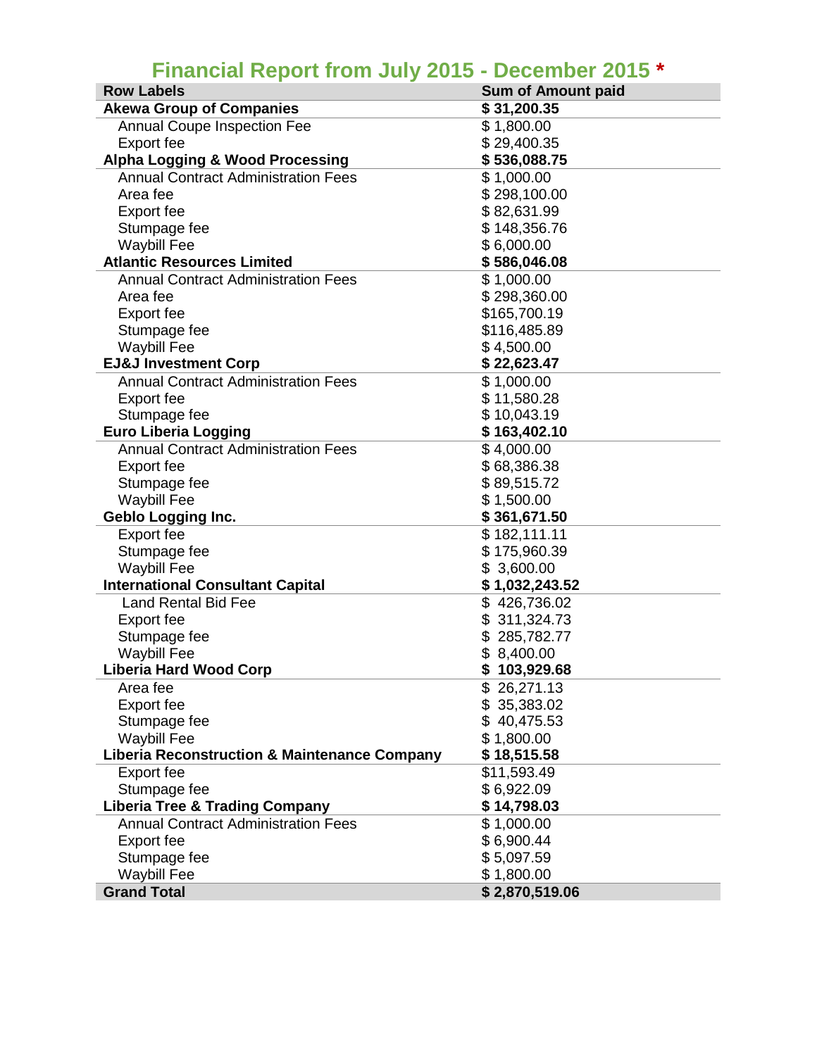# Financial Report from July 2015 - December 2015 *

| Row Labels | Sum of Amount paid |
|---|---|
| **Akewa Group of Companies** | **$ 31,200.35** |
| Annual Coupe Inspection Fee | $ 1,800.00 |
| Export fee | $ 29,400.35 |
| **Alpha Logging & Wood Processing** | **$ 536,088.75** |
| Annual Contract Administration Fees | $ 1,000.00 |
| Area fee | $ 298,100.00 |
| Export fee | $ 82,631.99 |
| Stumpage fee | $ 148,356.76 |
| Waybill Fee | $ 6,000.00 |
| **Atlantic Resources Limited** | **$ 586,046.08** |
| Annual Contract Administration Fees | $ 1,000.00 |
| Area fee | $ 298,360.00 |
| Export fee | $165,700.19 |
| Stumpage fee | $116,485.89 |
| Waybill Fee | $ 4,500.00 |
| **EJ&J Investment Corp** | **$ 22,623.47** |
| Annual Contract Administration Fees | $ 1,000.00 |
| Export fee | $ 11,580.28 |
| Stumpage fee | $ 10,043.19 |
| **Euro Liberia Logging** | **$ 163,402.10** |
| Annual Contract Administration Fees | $ 4,000.00 |
| Export fee | $ 68,386.38 |
| Stumpage fee | $ 89,515.72 |
| Waybill Fee | $ 1,500.00 |
| **Geblo Logging Inc.** | **$ 361,671.50** |
| Export fee | $ 182,111.11 |
| Stumpage fee | $ 175,960.39 |
| Waybill Fee | $ 3,600.00 |
| **International Consultant Capital** | **$ 1,032,243.52** |
| Land Rental Bid Fee | $ 426,736.02 |
| Export fee | $ 311,324.73 |
| Stumpage fee | $ 285,782.77 |
| Waybill Fee | $ 8,400.00 |
| **Liberia Hard Wood Corp** | **$ 103,929.68** |
| Area fee | $ 26,271.13 |
| Export fee | $ 35,383.02 |
| Stumpage fee | $ 40,475.53 |
| Waybill Fee | $ 1,800.00 |
| **Liberia Reconstruction & Maintenance Company** | **$ 18,515.58** |
| Export fee | $11,593.49 |
| Stumpage fee | $ 6,922.09 |
| **Liberia Tree & Trading Company** | **$ 14,798.03** |
| Annual Contract Administration Fees | $ 1,000.00 |
| Export fee | $ 6,900.44 |
| Stumpage fee | $ 5,097.59 |
| Waybill Fee | $ 1,800.00 |
| **Grand Total** | **$ 2,870,519.06** |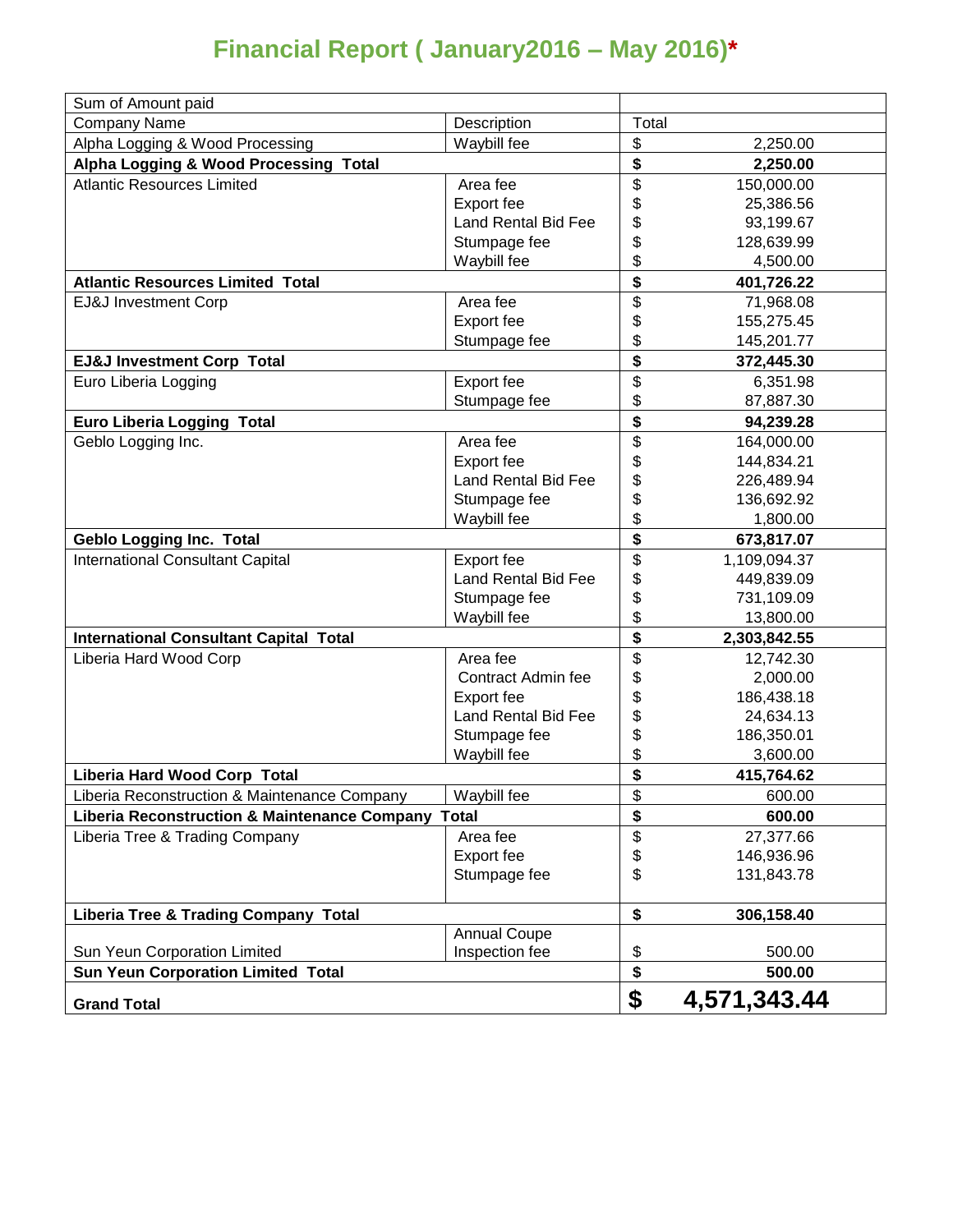# Financial Report ( January2016 – May 2016)*

| Sum of Amount paid | | |
|---|---|---|
| Company Name | Description | Total |
| Alpha Logging & Wood Processing | Waybill fee | $ 2,250.00 |
| **Alpha Logging & Wood Processing Total** | | **$ 2,250.00** |
| Atlantic Resources Limited | Area fee | $ 150,000.00 |
| | Export fee | $ 25,386.56 |
| | Land Rental Bid Fee | $ 93,199.67 |
| | Stumpage fee | $ 128,639.99 |
| | Waybill fee | $ 4,500.00 |
| **Atlantic Resources Limited Total** | | **$ 401,726.22** |
| EJ&J Investment Corp | Area fee | $ 71,968.08 |
| | Export fee | $ 155,275.45 |
| | Stumpage fee | $ 145,201.77 |
| **EJ&J Investment Corp Total** | | **$ 372,445.30** |
| Euro Liberia Logging | Export fee | $ 6,351.98 |
| | Stumpage fee | $ 87,887.30 |
| **Euro Liberia Logging Total** | | **$ 94,239.28** |
| Geblo Logging Inc. | Area fee | $ 164,000.00 |
| | Export fee | $ 144,834.21 |
| | Land Rental Bid Fee | $ 226,489.94 |
| | Stumpage fee | $ 136,692.92 |
| | Waybill fee | $ 1,800.00 |
| **Geblo Logging Inc. Total** | | **$ 673,817.07** |
| International Consultant Capital | Export fee | $ 1,109,094.37 |
| | Land Rental Bid Fee | $ 449,839.09 |
| | Stumpage fee | $ 731,109.09 |
| | Waybill fee | $ 13,800.00 |
| **International Consultant Capital Total** | | **$ 2,303,842.55** |
| Liberia Hard Wood Corp | Area fee | $ 12,742.30 |
| | Contract Admin fee | $ 2,000.00 |
| | Export fee | $ 186,438.18 |
| | Land Rental Bid Fee | $ 24,634.13 |
| | Stumpage fee | $ 186,350.01 |
| | Waybill fee | $ 3,600.00 |
| **Liberia Hard Wood Corp Total** | | **$ 415,764.62** |
| Liberia Reconstruction & Maintenance Company | Waybill fee | $ 600.00 |
| **Liberia Reconstruction & Maintenance Company Total** | | **$ 600.00** |
| Liberia Tree & Trading Company | Area fee | $ 27,377.66 |
| | Export fee | $ 146,936.96 |
| | Stumpage fee | $ 131,843.78 |
| **Liberia Tree & Trading Company Total** | | **$ 306,158.40** |
| Sun Yeun Corporation Limited | Annual Coupe Inspection fee | $ 500.00 |
| **Sun Yeun Corporation Limited Total** | | **$ 500.00** |
| **Grand Total** | | **$ 4,571,343.44** |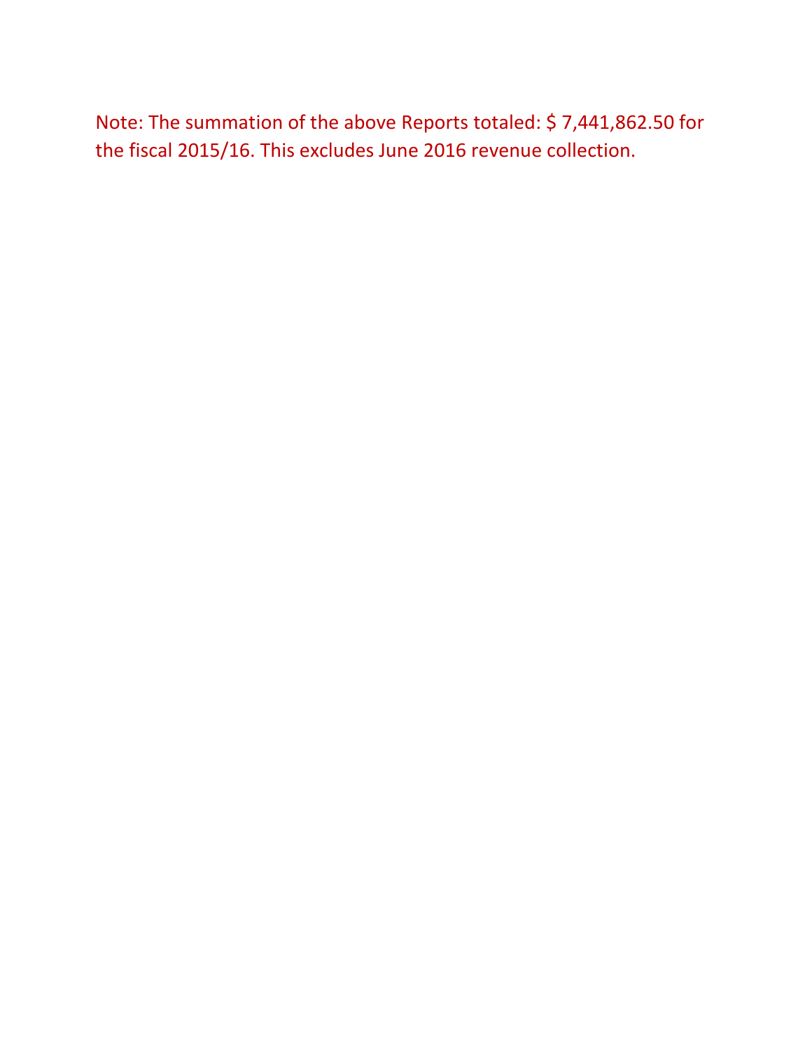Note: The summation of the above Reports totaled: $ 7,441,862.50 for the fiscal 2015/16. This excludes June 2016 revenue collection.